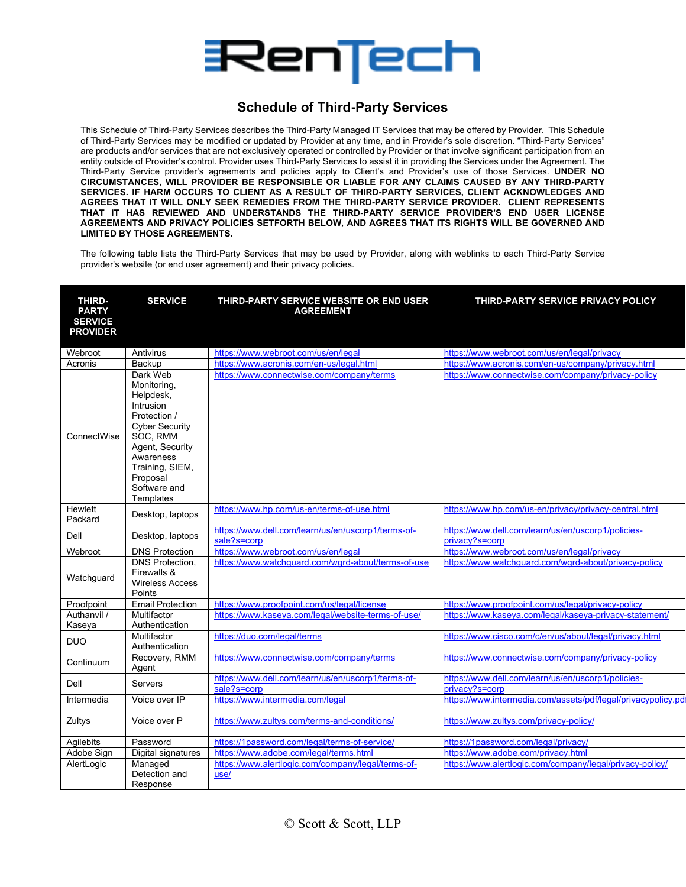# RenTech

## Schedule of Third-Party Services

This Schedule of Third-Party Services describes the Third-Party Managed IT Services that may be offered by Provider. This Schedule of Third-Party Services may be modified or updated by Provider at any time, and in Provider's sole discretion. "Third-Party Services" are products and/or services that are not exclusively operated or controlled by Provider or that involve significant participation from an entity outside of Provider's control. Provider uses Third-Party Services to assist it in providing the Services under the Agreement. The Third-Party Service provider's agreements and policies apply to Client's and Provider's use of those Services. **UNDER NO CIRCUMSTANCES, WILL PROVIDER BE RESPONSIBLE OR LIABLE FOR ANY CLAIMS CAUSED BY ANY THIRD-PARTY SERVICES. IF HARM OCCURS TO CLIENT AS A RESULT OF THIRD-PARTY SERVICES, CLIENT ACKNOWLEDGES AND AGREES THAT IT WILL ONLY SEEK REMEDIES FROM THE THIRD-PARTY SERVICE PROVIDER. CLIENT REPRESENTS THAT IT HAS REVIEWED AND UNDERSTANDS THE THIRD-PARTY SERVICE PROVIDER'S END USER LICENSE AGREEMENTS AND PRIVACY POLICIES SETFORTH BELOW, AND AGREES THAT ITS RIGHTS WILL BE GOVERNED AND LIMITED BY THOSE AGREEMENTS.**

The following table lists the Third-Party Services that may be used by Provider, along with weblinks to each Third-Party Service provider's website (or end user agreement) and their privacy policies.

| THIRD-PARTY SERVICE PROVIDER | SERVICE | THIRD-PARTY SERVICE WEBSITE OR END USER AGREEMENT | THIRD-PARTY SERVICE PRIVACY POLICY |
|---|---|---|---|
| Webroot | Antivirus | https://www.webroot.com/us/en/legal | https://www.webroot.com/us/en/legal/privacy |
| Acronis | Backup | https://www.acronis.com/en-us/legal.html | https://www.acronis.com/en-us/company/privacy.html |
| ConnectWise | Dark Web Monitoring, Helpdesk, Intrusion Protection / Cyber Security SOC, RMM Agent, Security Awareness Training, SIEM, Proposal Software and Templates | https://www.connectwise.com/company/terms | https://www.connectwise.com/company/privacy-policy |
| Hewlett Packard | Desktop, laptops | https://www.hp.com/us-en/terms-of-use.html | https://www.hp.com/us-en/privacy/privacy-central.html |
| Dell | Desktop, laptops | https://www.dell.com/learn/us/en/uscorp1/terms-of-sale?s=corp | https://www.dell.com/learn/us/en/uscorp1/policies-privacy?s=corp |
| Webroot | DNS Protection | https://www.webroot.com/us/en/legal | https://www.webroot.com/us/en/legal/privacy |
| Watchguard | DNS Protection, Firewalls & Wireless Access Points | https://www.watchguard.com/wgrd-about/terms-of-use | https://www.watchguard.com/wgrd-about/privacy-policy |
| Proofpoint | Email Protection | https://www.proofpoint.com/us/legal/license | https://www.proofpoint.com/us/legal/privacy-policy |
| Authanvil / Kaseya | Multifactor Authentication | https://www.kaseya.com/legal/website-terms-of-use/ | https://www.kaseya.com/legal/kaseya-privacy-statement/ |
| DUO | Multifactor Authentication | https://duo.com/legal/terms | https://www.cisco.com/c/en/us/about/legal/privacy.html |
| Continuum | Recovery, RMM Agent | https://www.connectwise.com/company/terms | https://www.connectwise.com/company/privacy-policy |
| Dell | Servers | https://www.dell.com/learn/us/en/uscorp1/terms-of-sale?s=corp | https://www.dell.com/learn/us/en/uscorp1/policies-privacy?s=corp |
| Intermedia | Voice over IP | https://www.intermedia.com/legal | https://www.intermedia.com/assets/pdf/legal/privacypolicy.pdf |
| Zultys | Voice over P | https://www.zultys.com/terms-and-conditions/ | https://www.zultys.com/privacy-policy/ |
| Agilebits | Password | https://1password.com/legal/terms-of-service/ | https://1password.com/legal/privacy/ |
| Adobe Sign | Digital signatures | https://www.adobe.com/legal/terms.html | https://www.adobe.com/privacy.html |
| AlertLogic | Managed Detection and Response | https://www.alertlogic.com/company/legal/terms-of-use/ | https://www.alertlogic.com/company/legal/privacy-policy/ |

© Scott & Scott, LLP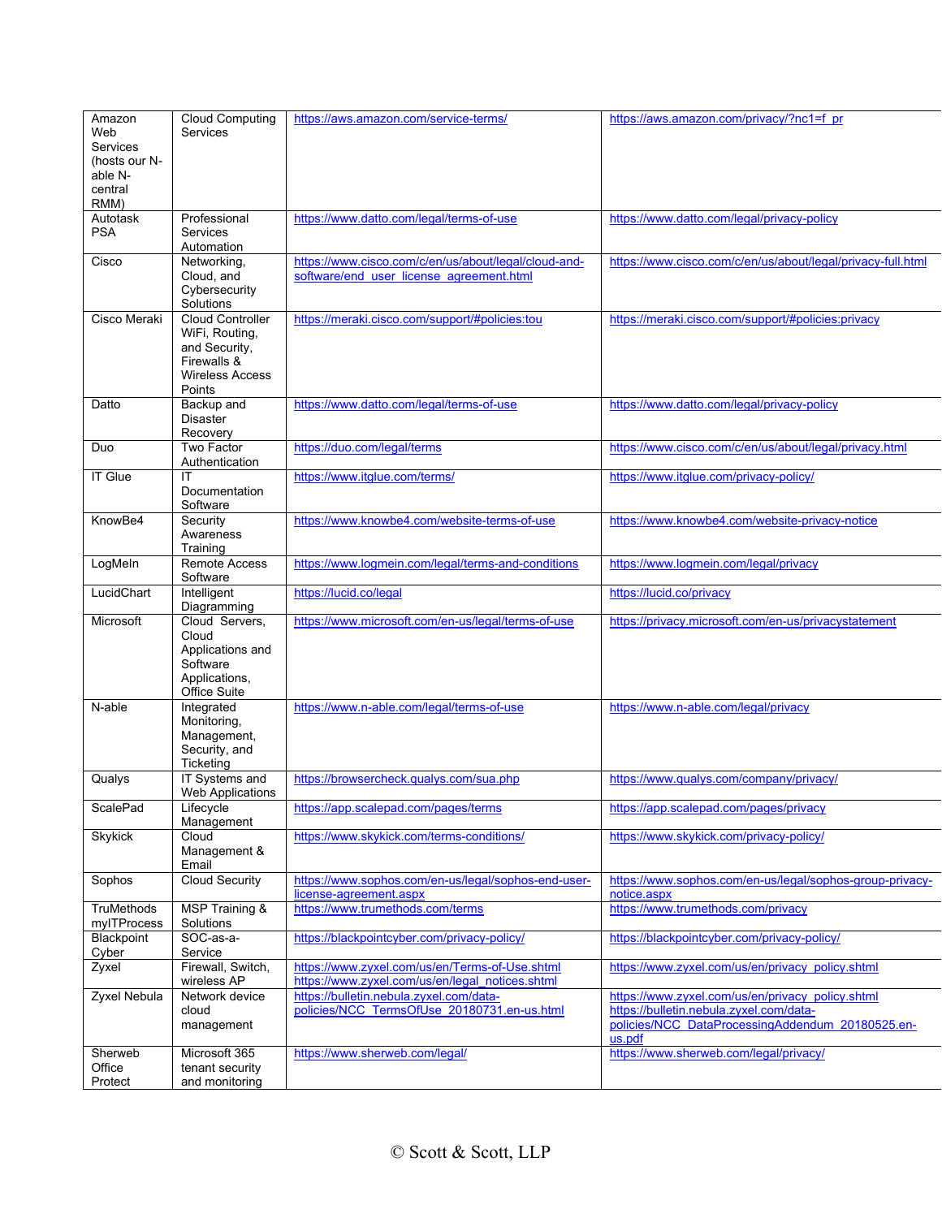| | | | |
|---|---|---|---|
| Amazon Web Services (hosts our N-able N-central RMM) | Cloud Computing Services | https://aws.amazon.com/service-terms/ | https://aws.amazon.com/privacy/?nc1=f_pr |
| Autotask PSA | Professional Services Automation | https://www.datto.com/legal/terms-of-use | https://www.datto.com/legal/privacy-policy |
| Cisco | Networking, Cloud, and Cybersecurity Solutions | https://www.cisco.com/c/en/us/about/legal/cloud-and-software/end_user_license_agreement.html | https://www.cisco.com/c/en/us/about/legal/privacy-full.html |
| Cisco Meraki | Cloud Controller WiFi, Routing, and Security, Firewalls & Wireless Access Points | https://meraki.cisco.com/support/#policies:tou | https://meraki.cisco.com/support/#policies:privacy |
| Datto | Backup and Disaster Recovery | https://www.datto.com/legal/terms-of-use | https://www.datto.com/legal/privacy-policy |
| Duo | Two Factor Authentication | https://duo.com/legal/terms | https://www.cisco.com/c/en/us/about/legal/privacy.html |
| IT Glue | IT Documentation Software | https://www.itglue.com/terms/ | https://www.itglue.com/privacy-policy/ |
| KnowBe4 | Security Awareness Training | https://www.knowbe4.com/website-terms-of-use | https://www.knowbe4.com/website-privacy-notice |
| LogMeIn | Remote Access Software | https://www.logmein.com/legal/terms-and-conditions | https://www.logmein.com/legal/privacy |
| LucidChart | Intelligent Diagramming | https://lucid.co/legal | https://lucid.co/privacy |
| Microsoft | Cloud Servers, Cloud Applications and Software Applications, Office Suite | https://www.microsoft.com/en-us/legal/terms-of-use | https://privacy.microsoft.com/en-us/privacystatement |
| N-able | Integrated Monitoring, Management, Security, and Ticketing | https://www.n-able.com/legal/terms-of-use | https://www.n-able.com/legal/privacy |
| Qualys | IT Systems and Web Applications | https://browsercheck.qualys.com/sua.php | https://www.qualys.com/company/privacy/ |
| ScalePad | Lifecycle Management | https://app.scalepad.com/pages/terms | https://app.scalepad.com/pages/privacy |
| Skykick | Cloud Management & Email | https://www.skykick.com/terms-conditions/ | https://www.skykick.com/privacy-policy/ |
| Sophos | Cloud Security | https://www.sophos.com/en-us/legal/sophos-end-user-license-agreement.aspx | https://www.sophos.com/en-us/legal/sophos-group-privacy-notice.aspx |
| TruMethods myITProcess | MSP Training & Solutions | https://www.trumethods.com/terms | https://www.trumethods.com/privacy |
| Blackpoint Cyber | SOC-as-a-Service | https://blackpointcyber.com/privacy-policy/ | https://blackpointcyber.com/privacy-policy/ |
| Zyxel | Firewall, Switch, wireless AP | https://www.zyxel.com/us/en/Terms-of-Use.shtml https://www.zyxel.com/us/en/legal_notices.shtml | https://www.zyxel.com/us/en/privacy_policy.shtml |
| Zyxel Nebula | Network device cloud management | https://bulletin.nebula.zyxel.com/data-policies/NCC_TermsOfUse_20180731.en-us.html | https://www.zyxel.com/us/en/privacy_policy.shtml https://bulletin.nebula.zyxel.com/data-policies/NCC_DataProcessingAddendum_20180525.en-us.pdf |
| Sherweb Office Protect | Microsoft 365 tenant security and monitoring | https://www.sherweb.com/legal/ | https://www.sherweb.com/legal/privacy/ |

© Scott & Scott, LLP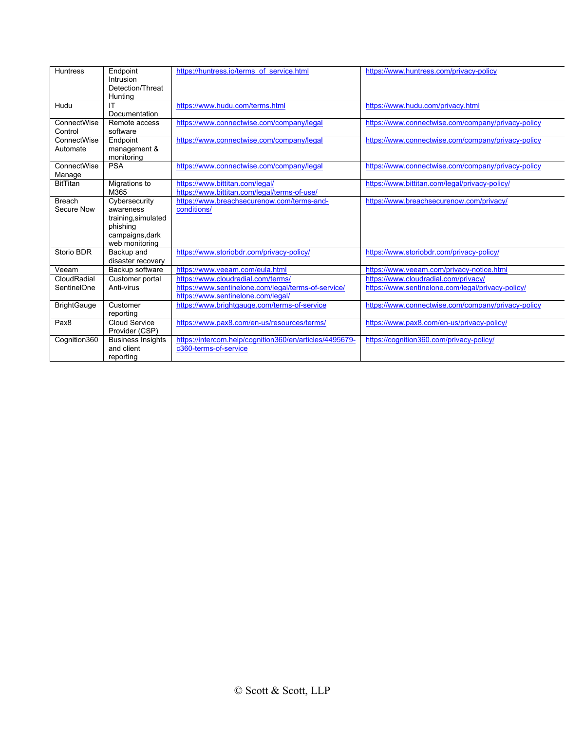| | | | |
|---|---|---|---|
| Huntress | Endpoint Intrusion Detection/Threat Hunting | https://huntress.io/terms_of_service.html | https://www.huntress.com/privacy-policy |
| Hudu | IT Documentation | https://www.hudu.com/terms.html | https://www.hudu.com/privacy.html |
| ConnectWise Control | Remote access software | https://www.connectwise.com/company/legal | https://www.connectwise.com/company/privacy-policy |
| ConnectWise Automate | Endpoint management & monitoring | https://www.connectwise.com/company/legal | https://www.connectwise.com/company/privacy-policy |
| ConnectWise Manage | PSA | https://www.connectwise.com/company/legal | https://www.connectwise.com/company/privacy-policy |
| BitTitan | Migrations to M365 | https://www.bittitan.com/legal/ https://www.bittitan.com/legal/terms-of-use/ | https://www.bittitan.com/legal/privacy-policy/ |
| Breach Secure Now | Cybersecurity awareness training,simulated phishing campaigns,dark web monitoring | https://www.breachsecurenow.com/terms-and-conditions/ | https://www.breachsecurenow.com/privacy/ |
| Storio BDR | Backup and disaster recovery | https://www.storiobdr.com/privacy-policy/ | https://www.storiobdr.com/privacy-policy/ |
| Veeam | Backup software | https://www.veeam.com/eula.html | https://www.veeam.com/privacy-notice.html |
| CloudRadial | Customer portal | https://www.cloudradial.com/terms/ | https://www.cloudradial.com/privacy/ |
| SentinelOne | Anti-virus | https://www.sentinelone.com/legal/terms-of-service/ https://www.sentinelone.com/legal/ | https://www.sentinelone.com/legal/privacy-policy/ |
| BrightGauge | Customer reporting | https://www.brightgauge.com/terms-of-service | https://www.connectwise.com/company/privacy-policy |
| Pax8 | Cloud Service Provider (CSP) | https://www.pax8.com/en-us/resources/terms/ | https://www.pax8.com/en-us/privacy-policy/ |
| Cognition360 | Business Insights and client reporting | https://intercom.help/cognition360/en/articles/4495679-c360-terms-of-service | https://cognition360.com/privacy-policy/ |

© Scott & Scott, LLP